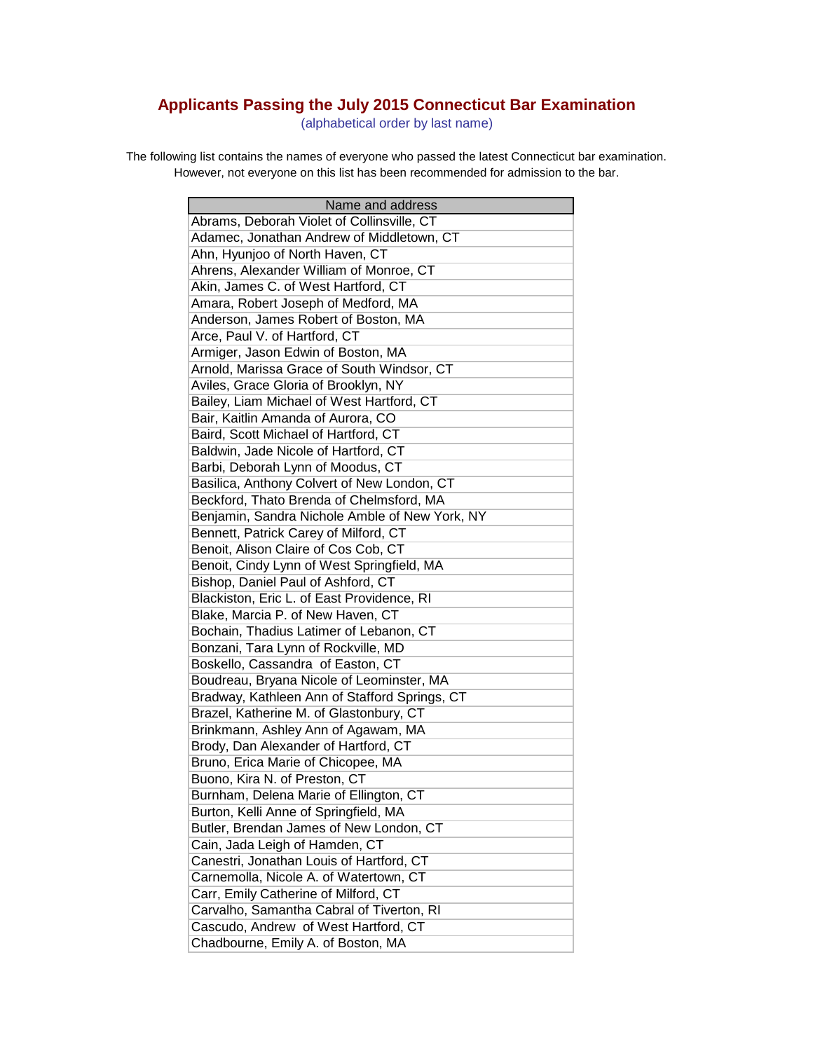# Applicants Passing the July 2015 Connecticut Bar Examination

(alphabetical order by last name)

The following list contains the names of everyone who passed the latest Connecticut bar examination. However, not everyone on this list has been recommended for admission to the bar.

| Name and address |
|---|
| Abrams, Deborah Violet of Collinsville, CT |
| Adamec, Jonathan Andrew of Middletown, CT |
| Ahn, Hyunjoo of North Haven, CT |
| Ahrens, Alexander William of Monroe, CT |
| Akin, James C. of West Hartford, CT |
| Amara, Robert Joseph of Medford, MA |
| Anderson, James Robert of Boston, MA |
| Arce, Paul V. of Hartford, CT |
| Armiger, Jason Edwin of Boston, MA |
| Arnold, Marissa Grace of South Windsor, CT |
| Aviles, Grace Gloria of Brooklyn, NY |
| Bailey, Liam Michael of West Hartford, CT |
| Bair, Kaitlin Amanda of Aurora, CO |
| Baird, Scott Michael of Hartford, CT |
| Baldwin, Jade Nicole of Hartford, CT |
| Barbi, Deborah Lynn of Moodus, CT |
| Basilica, Anthony Colvert of New London, CT |
| Beckford, Thato Brenda of Chelmsford, MA |
| Benjamin, Sandra Nichole Amble of New York, NY |
| Bennett, Patrick Carey of Milford, CT |
| Benoit, Alison Claire of Cos Cob, CT |
| Benoit, Cindy Lynn of West Springfield, MA |
| Bishop, Daniel Paul of Ashford, CT |
| Blackiston, Eric L. of East Providence, RI |
| Blake, Marcia P. of New Haven, CT |
| Bochain, Thadius Latimer of Lebanon, CT |
| Bonzani, Tara Lynn of Rockville, MD |
| Boskello, Cassandra of Easton, CT |
| Boudreau, Bryana Nicole of Leominster, MA |
| Bradway, Kathleen Ann of Stafford Springs, CT |
| Brazel, Katherine M. of Glastonbury, CT |
| Brinkmann, Ashley Ann of Agawam, MA |
| Brody, Dan Alexander of Hartford, CT |
| Bruno, Erica Marie of Chicopee, MA |
| Buono, Kira N. of Preston, CT |
| Burnham, Delena Marie of Ellington, CT |
| Burton, Kelli Anne of Springfield, MA |
| Butler, Brendan James of New London, CT |
| Cain, Jada Leigh of Hamden, CT |
| Canestri, Jonathan Louis of Hartford, CT |
| Carnemolla, Nicole A. of Watertown, CT |
| Carr, Emily Catherine of Milford, CT |
| Carvalho, Samantha Cabral of Tiverton, RI |
| Cascudo, Andrew of West Hartford, CT |
| Chadbourne, Emily A. of Boston, MA |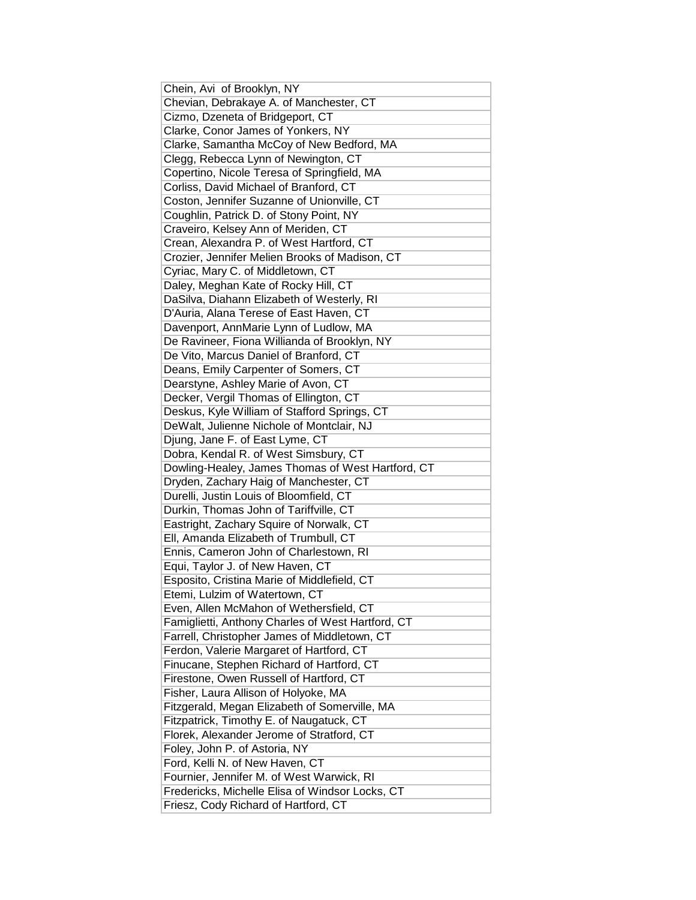| Chein, Avi  of Brooklyn, NY |
| --- |
| Chevian, Debrakaye A. of Manchester, CT |
| Cizmo, Dzeneta of Bridgeport, CT |
| Clarke, Conor James of Yonkers, NY |
| Clarke, Samantha McCoy of New Bedford, MA |
| Clegg, Rebecca Lynn of Newington, CT |
| Copertino, Nicole Teresa of Springfield, MA |
| Corliss, David Michael of Branford, CT |
| Coston, Jennifer Suzanne of Unionville, CT |
| Coughlin, Patrick D. of Stony Point, NY |
| Craveiro, Kelsey Ann of Meriden, CT |
| Crean, Alexandra P. of West Hartford, CT |
| Crozier, Jennifer Melien Brooks of Madison, CT |
| Cyriac, Mary C. of Middletown, CT |
| Daley, Meghan Kate of Rocky Hill, CT |
| DaSilva, Diahann Elizabeth of Westerly, RI |
| D'Auria, Alana Terese of East Haven, CT |
| Davenport, AnnMarie Lynn of Ludlow, MA |
| De Ravineer, Fiona Willianda of Brooklyn, NY |
| De Vito, Marcus Daniel of Branford, CT |
| Deans, Emily Carpenter of Somers, CT |
| Dearstyne, Ashley Marie of Avon, CT |
| Decker, Vergil Thomas of Ellington, CT |
| Deskus, Kyle William of Stafford Springs, CT |
| DeWalt, Julienne Nichole of Montclair, NJ |
| Djung, Jane F. of East Lyme, CT |
| Dobra, Kendal R. of West Simsbury, CT |
| Dowling-Healey, James Thomas of West Hartford, CT |
| Dryden, Zachary Haig of Manchester, CT |
| Durelli, Justin Louis of Bloomfield, CT |
| Durkin, Thomas John of Tariffville, CT |
| Eastright, Zachary Squire of Norwalk, CT |
| Ell, Amanda Elizabeth of Trumbull, CT |
| Ennis, Cameron John of Charlestown, RI |
| Equi, Taylor J. of New Haven, CT |
| Esposito, Cristina Marie of Middlefield, CT |
| Etemi, Lulzim of Watertown, CT |
| Even, Allen McMahon of Wethersfield, CT |
| Famiglietti, Anthony Charles of West Hartford, CT |
| Farrell, Christopher James of Middletown, CT |
| Ferdon, Valerie Margaret of Hartford, CT |
| Finucane, Stephen Richard of Hartford, CT |
| Firestone, Owen Russell of Hartford, CT |
| Fisher, Laura Allison of Holyoke, MA |
| Fitzgerald, Megan Elizabeth of Somerville, MA |
| Fitzpatrick, Timothy E. of Naugatuck, CT |
| Florek, Alexander Jerome of Stratford, CT |
| Foley, John P. of Astoria, NY |
| Ford, Kelli N. of New Haven, CT |
| Fournier, Jennifer M. of West Warwick, RI |
| Fredericks, Michelle Elisa of Windsor Locks, CT |
| Friesz, Cody Richard of Hartford, CT |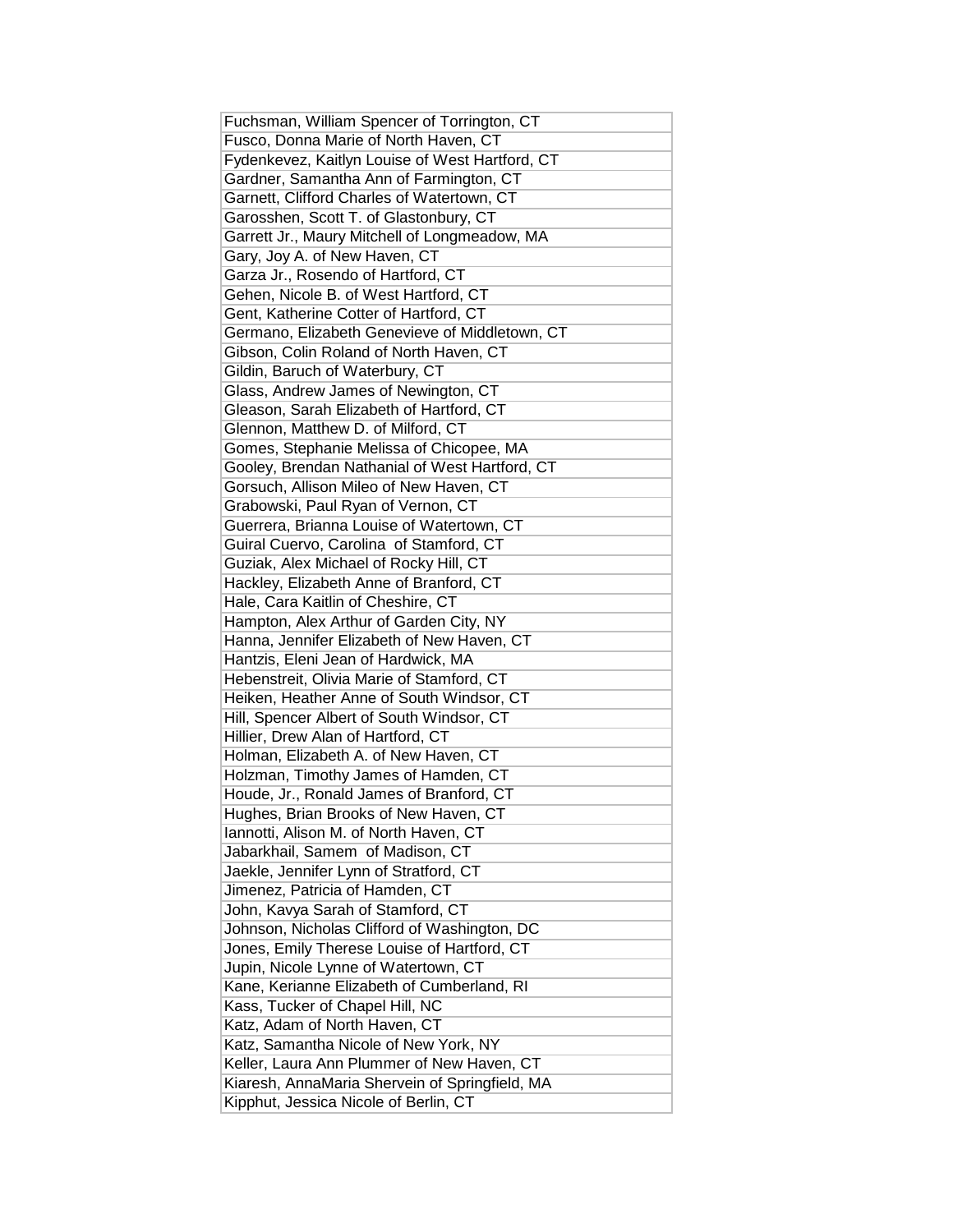| Fuchsman, William Spencer of Torrington, CT |
|---|
| Fusco, Donna Marie of North Haven, CT |
| Fydenkevez, Kaitlyn Louise of West Hartford, CT |
| Gardner, Samantha Ann of Farmington, CT |
| Garnett, Clifford Charles of Watertown, CT |
| Garosshen, Scott T. of Glastonbury, CT |
| Garrett Jr., Maury Mitchell of Longmeadow, MA |
| Gary, Joy A. of New Haven, CT |
| Garza Jr., Rosendo of Hartford, CT |
| Gehen, Nicole B. of West Hartford, CT |
| Gent, Katherine Cotter of Hartford, CT |
| Germano, Elizabeth Genevieve of Middletown, CT |
| Gibson, Colin Roland of North Haven, CT |
| Gildin, Baruch of Waterbury, CT |
| Glass, Andrew James of Newington, CT |
| Gleason, Sarah Elizabeth of Hartford, CT |
| Glennon, Matthew D. of Milford, CT |
| Gomes, Stephanie Melissa of Chicopee, MA |
| Gooley, Brendan Nathanial of West Hartford, CT |
| Gorsuch, Allison Mileo of New Haven, CT |
| Grabowski, Paul Ryan of Vernon, CT |
| Guerrera, Brianna Louise of Watertown, CT |
| Guiral Cuervo, Carolina of Stamford, CT |
| Guziak, Alex Michael of Rocky Hill, CT |
| Hackley, Elizabeth Anne of Branford, CT |
| Hale, Cara Kaitlin of Cheshire, CT |
| Hampton, Alex Arthur of Garden City, NY |
| Hanna, Jennifer Elizabeth of New Haven, CT |
| Hantzis, Eleni Jean of Hardwick, MA |
| Hebenstreit, Olivia Marie of Stamford, CT |
| Heiken, Heather Anne of South Windsor, CT |
| Hill, Spencer Albert of South Windsor, CT |
| Hillier, Drew Alan of Hartford, CT |
| Holman, Elizabeth A. of New Haven, CT |
| Holzman, Timothy James of Hamden, CT |
| Houde, Jr., Ronald James of Branford, CT |
| Hughes, Brian Brooks of New Haven, CT |
| Iannotti, Alison M. of North Haven, CT |
| Jabarkhail, Samem of Madison, CT |
| Jaekle, Jennifer Lynn of Stratford, CT |
| Jimenez, Patricia of Hamden, CT |
| John, Kavya Sarah of Stamford, CT |
| Johnson, Nicholas Clifford of Washington, DC |
| Jones, Emily Therese Louise of Hartford, CT |
| Jupin, Nicole Lynne of Watertown, CT |
| Kane, Kerianne Elizabeth of Cumberland, RI |
| Kass, Tucker of Chapel Hill, NC |
| Katz, Adam of North Haven, CT |
| Katz, Samantha Nicole of New York, NY |
| Keller, Laura Ann Plummer of New Haven, CT |
| Kiaresh, AnnaMaria Shervein of Springfield, MA |
| Kipphut, Jessica Nicole of Berlin, CT |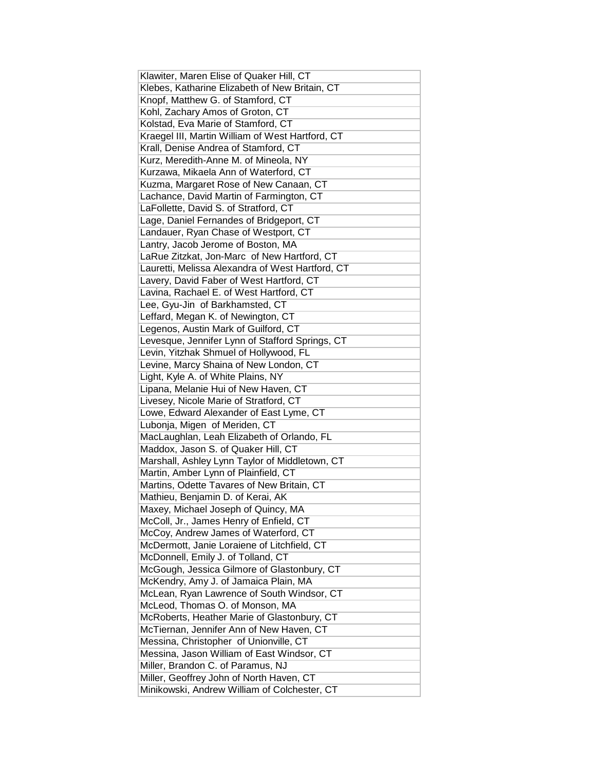| Klawiter, Maren Elise of Quaker Hill, CT |
|---|
| Klebes, Katharine Elizabeth of New Britain, CT |
| Knopf, Matthew G. of Stamford, CT |
| Kohl, Zachary Amos of Groton, CT |
| Kolstad, Eva Marie of Stamford, CT |
| Kraegel III, Martin William of West Hartford, CT |
| Krall, Denise Andrea of Stamford, CT |
| Kurz, Meredith-Anne M. of Mineola, NY |
| Kurzawa, Mikaela Ann of Waterford, CT |
| Kuzma, Margaret Rose of New Canaan, CT |
| Lachance, David Martin of Farmington, CT |
| LaFollette, David S. of Stratford, CT |
| Lage, Daniel Fernandes of Bridgeport, CT |
| Landauer, Ryan Chase of Westport, CT |
| Lantry, Jacob Jerome of Boston, MA |
| LaRue Zitzkat, Jon-Marc of New Hartford, CT |
| Lauretti, Melissa Alexandra of West Hartford, CT |
| Lavery, David Faber of West Hartford, CT |
| Lavina, Rachael E. of West Hartford, CT |
| Lee, Gyu-Jin of Barkhamsted, CT |
| Leffard, Megan K. of Newington, CT |
| Legenos, Austin Mark of Guilford, CT |
| Levesque, Jennifer Lynn of Stafford Springs, CT |
| Levin, Yitzhak Shmuel of Hollywood, FL |
| Levine, Marcy Shaina of New London, CT |
| Light, Kyle A. of White Plains, NY |
| Lipana, Melanie Hui of New Haven, CT |
| Livesey, Nicole Marie of Stratford, CT |
| Lowe, Edward Alexander of East Lyme, CT |
| Lubonja, Migen of Meriden, CT |
| MacLaughlan, Leah Elizabeth of Orlando, FL |
| Maddox, Jason S. of Quaker Hill, CT |
| Marshall, Ashley Lynn Taylor of Middletown, CT |
| Martin, Amber Lynn of Plainfield, CT |
| Martins, Odette Tavares of New Britain, CT |
| Mathieu, Benjamin D. of Kerai, AK |
| Maxey, Michael Joseph of Quincy, MA |
| McColl, Jr., James Henry of Enfield, CT |
| McCoy, Andrew James of Waterford, CT |
| McDermott, Janie Loraiene of Litchfield, CT |
| McDonnell, Emily J. of Tolland, CT |
| McGough, Jessica Gilmore of Glastonbury, CT |
| McKendry, Amy J. of Jamaica Plain, MA |
| McLean, Ryan Lawrence of South Windsor, CT |
| McLeod, Thomas O. of Monson, MA |
| McRoberts, Heather Marie of Glastonbury, CT |
| McTiernan, Jennifer Ann of New Haven, CT |
| Messina, Christopher of Unionville, CT |
| Messina, Jason William of East Windsor, CT |
| Miller, Brandon C. of Paramus, NJ |
| Miller, Geoffrey John of North Haven, CT |
| Minikowski, Andrew William of Colchester, CT |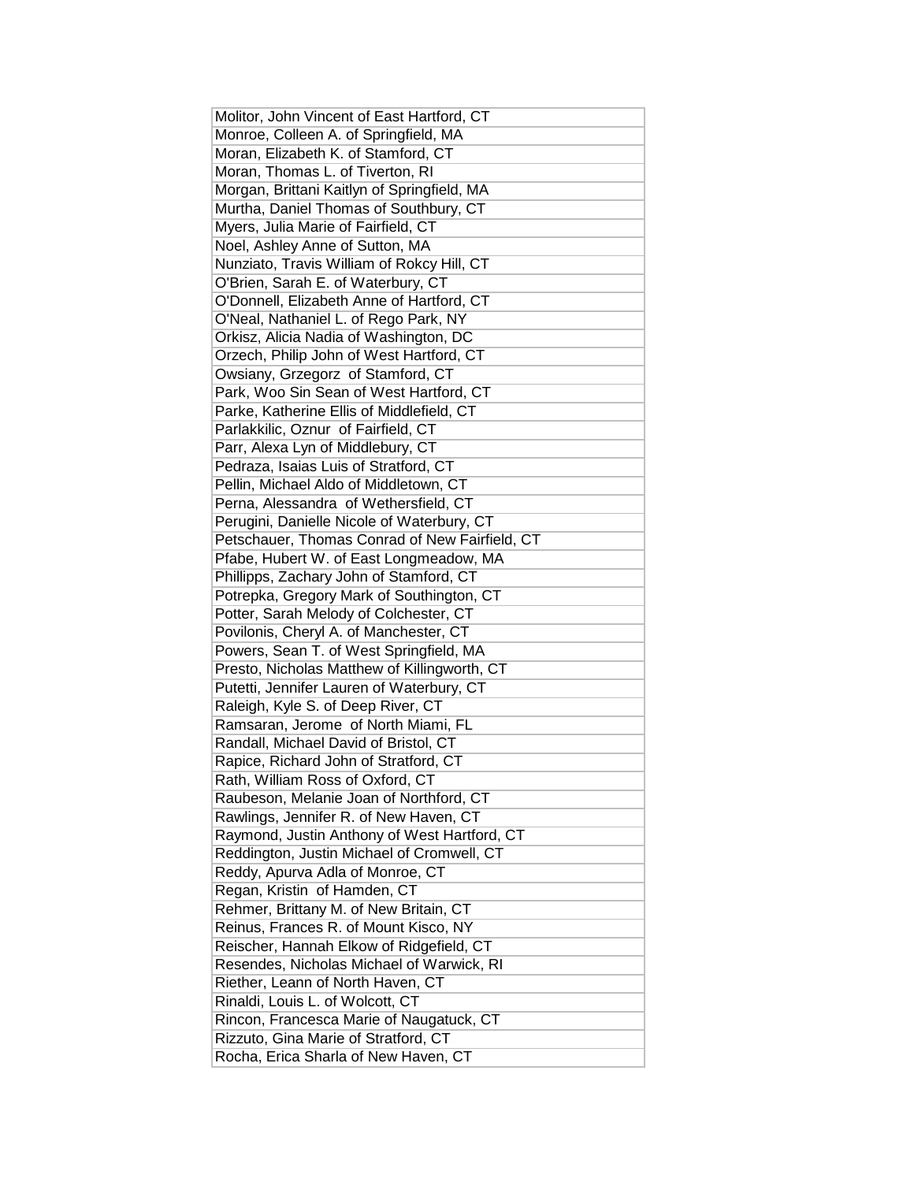| Molitor, John Vincent of East Hartford, CT |
| --- |
| Monroe, Colleen A. of Springfield, MA |
| Moran, Elizabeth K. of Stamford, CT |
| Moran, Thomas L. of Tiverton, RI |
| Morgan, Brittani Kaitlyn of Springfield, MA |
| Murtha, Daniel Thomas of Southbury, CT |
| Myers, Julia Marie of Fairfield, CT |
| Noel, Ashley Anne of Sutton, MA |
| Nunziato, Travis William of Rokcy Hill, CT |
| O'Brien, Sarah E. of Waterbury, CT |
| O'Donnell, Elizabeth Anne of Hartford, CT |
| O'Neal, Nathaniel L. of Rego Park, NY |
| Orkisz, Alicia Nadia of Washington, DC |
| Orzech, Philip John of West Hartford, CT |
| Owsiany, Grzegorz of Stamford, CT |
| Park, Woo Sin Sean of West Hartford, CT |
| Parke, Katherine Ellis of Middlefield, CT |
| Parlakkilic, Oznur of Fairfield, CT |
| Parr, Alexa Lyn of Middlebury, CT |
| Pedraza, Isaias Luis of Stratford, CT |
| Pellin, Michael Aldo of Middletown, CT |
| Perna, Alessandra of Wethersfield, CT |
| Perugini, Danielle Nicole of Waterbury, CT |
| Petschauer, Thomas Conrad of New Fairfield, CT |
| Pfabe, Hubert W. of East Longmeadow, MA |
| Phillipps, Zachary John of Stamford, CT |
| Potrepka, Gregory Mark of Southington, CT |
| Potter, Sarah Melody of Colchester, CT |
| Povilonis, Cheryl A. of Manchester, CT |
| Powers, Sean T. of West Springfield, MA |
| Presto, Nicholas Matthew of Killingworth, CT |
| Putetti, Jennifer Lauren of Waterbury, CT |
| Raleigh, Kyle S. of Deep River, CT |
| Ramsaran, Jerome of North Miami, FL |
| Randall, Michael David of Bristol, CT |
| Rapice, Richard John of Stratford, CT |
| Rath, William Ross of Oxford, CT |
| Raubeson, Melanie Joan of Northford, CT |
| Rawlings, Jennifer R. of New Haven, CT |
| Raymond, Justin Anthony of West Hartford, CT |
| Reddington, Justin Michael of Cromwell, CT |
| Reddy, Apurva Adla of Monroe, CT |
| Regan, Kristin of Hamden, CT |
| Rehmer, Brittany M. of New Britain, CT |
| Reinus, Frances R. of Mount Kisco, NY |
| Reischer, Hannah Elkow of Ridgefield, CT |
| Resendes, Nicholas Michael of Warwick, RI |
| Riether, Leann of North Haven, CT |
| Rinaldi, Louis L. of Wolcott, CT |
| Rincon, Francesca Marie of Naugatuck, CT |
| Rizzuto, Gina Marie of Stratford, CT |
| Rocha, Erica Sharla of New Haven, CT |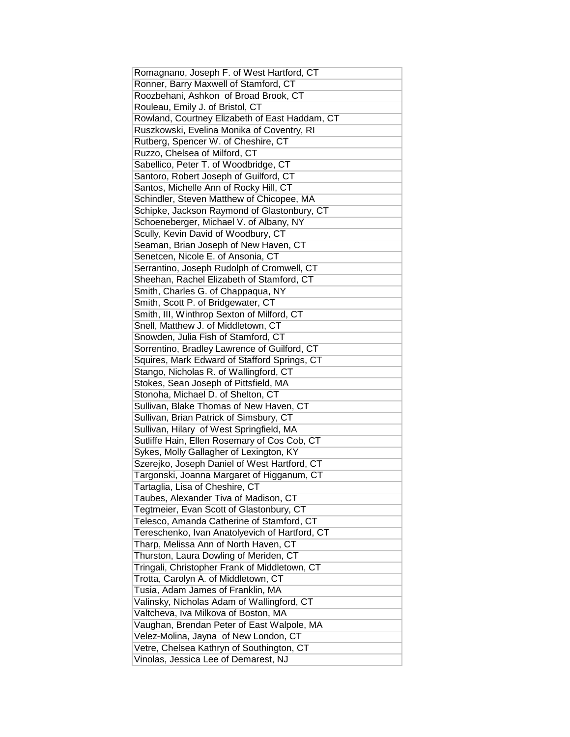| Romagnano, Joseph F. of West Hartford, CT |
|---|
| Ronner, Barry Maxwell of Stamford, CT |
| Roozbehani, Ashkon  of Broad Brook, CT |
| Rouleau, Emily J. of Bristol, CT |
| Rowland, Courtney Elizabeth of East Haddam, CT |
| Ruszkowski, Evelina Monika of Coventry, RI |
| Rutberg, Spencer W. of Cheshire, CT |
| Ruzzo, Chelsea of Milford, CT |
| Sabellico, Peter T. of Woodbridge, CT |
| Santoro, Robert Joseph of Guilford, CT |
| Santos, Michelle Ann of Rocky Hill, CT |
| Schindler, Steven Matthew of Chicopee, MA |
| Schipke, Jackson Raymond of Glastonbury, CT |
| Schoeneberger, Michael V. of Albany, NY |
| Scully, Kevin David of Woodbury, CT |
| Seaman, Brian Joseph of New Haven, CT |
| Senetcen, Nicole E. of Ansonia, CT |
| Serrantino, Joseph Rudolph of Cromwell, CT |
| Sheehan, Rachel Elizabeth of Stamford, CT |
| Smith, Charles G. of Chappaqua, NY |
| Smith, Scott P. of Bridgewater, CT |
| Smith, III, Winthrop Sexton of Milford, CT |
| Snell, Matthew J. of Middletown, CT |
| Snowden, Julia Fish of Stamford, CT |
| Sorrentino, Bradley Lawrence of Guilford, CT |
| Squires, Mark Edward of Stafford Springs, CT |
| Stango, Nicholas R. of Wallingford, CT |
| Stokes, Sean Joseph of Pittsfield, MA |
| Stonoha, Michael D. of Shelton, CT |
| Sullivan, Blake Thomas of New Haven, CT |
| Sullivan, Brian Patrick of Simsbury, CT |
| Sullivan, Hilary  of West Springfield, MA |
| Sutliffe Hain, Ellen Rosemary of Cos Cob, CT |
| Sykes, Molly Gallagher of Lexington, KY |
| Szerejko, Joseph Daniel of West Hartford, CT |
| Targonski, Joanna Margaret of Higganum, CT |
| Tartaglia, Lisa of Cheshire, CT |
| Taubes, Alexander Tiva of Madison, CT |
| Tegtmeier, Evan Scott of Glastonbury, CT |
| Telesco, Amanda Catherine of Stamford, CT |
| Tereschenko, Ivan Anatolyevich of Hartford, CT |
| Tharp, Melissa Ann of North Haven, CT |
| Thurston, Laura Dowling of Meriden, CT |
| Tringali, Christopher Frank of Middletown, CT |
| Trotta, Carolyn A. of Middletown, CT |
| Tusia, Adam James of Franklin, MA |
| Valinsky, Nicholas Adam of Wallingford, CT |
| Valtcheva, Iva Milkova of Boston, MA |
| Vaughan, Brendan Peter of East Walpole, MA |
| Velez-Molina, Jayna  of New London, CT |
| Vetre, Chelsea Kathryn of Southington, CT |
| Vinolas, Jessica Lee of Demarest, NJ |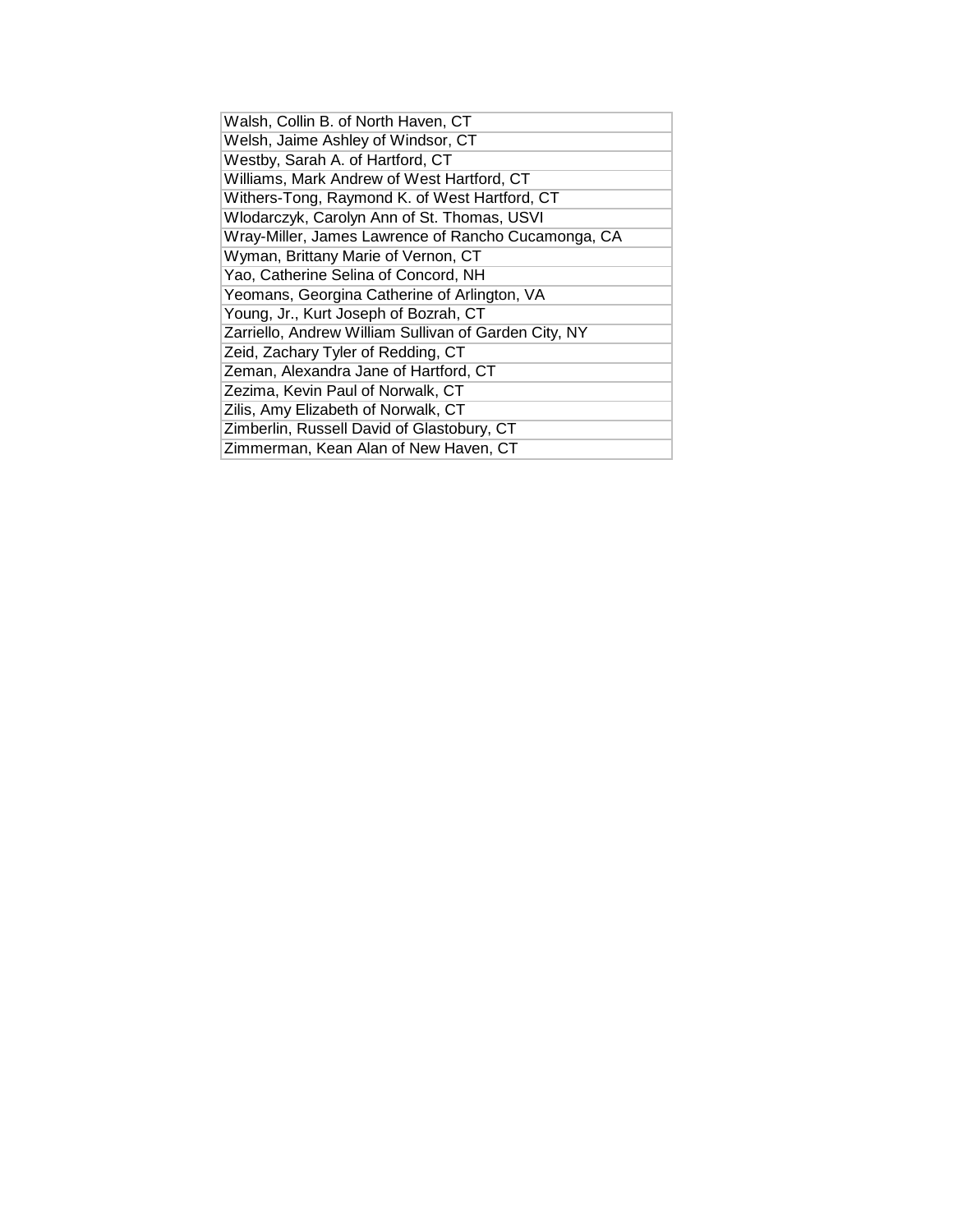| |
|---|
| Walsh, Collin B. of North Haven, CT |
| Welsh, Jaime Ashley of Windsor, CT |
| Westby, Sarah A. of Hartford, CT |
| Williams, Mark Andrew of West Hartford, CT |
| Withers-Tong, Raymond K. of West Hartford, CT |
| Wlodarczyk, Carolyn Ann of St. Thomas, USVI |
| Wray-Miller, James Lawrence of Rancho Cucamonga, CA |
| Wyman, Brittany Marie of Vernon, CT |
| Yao, Catherine Selina of Concord, NH |
| Yeomans, Georgina Catherine of Arlington, VA |
| Young, Jr., Kurt Joseph of Bozrah, CT |
| Zarriello, Andrew William Sullivan of Garden City, NY |
| Zeid, Zachary Tyler of Redding, CT |
| Zeman, Alexandra Jane of Hartford, CT |
| Zezima, Kevin Paul of Norwalk, CT |
| Zilis, Amy Elizabeth of Norwalk, CT |
| Zimberlin, Russell David of Glastobury, CT |
| Zimmerman, Kean Alan of New Haven, CT |